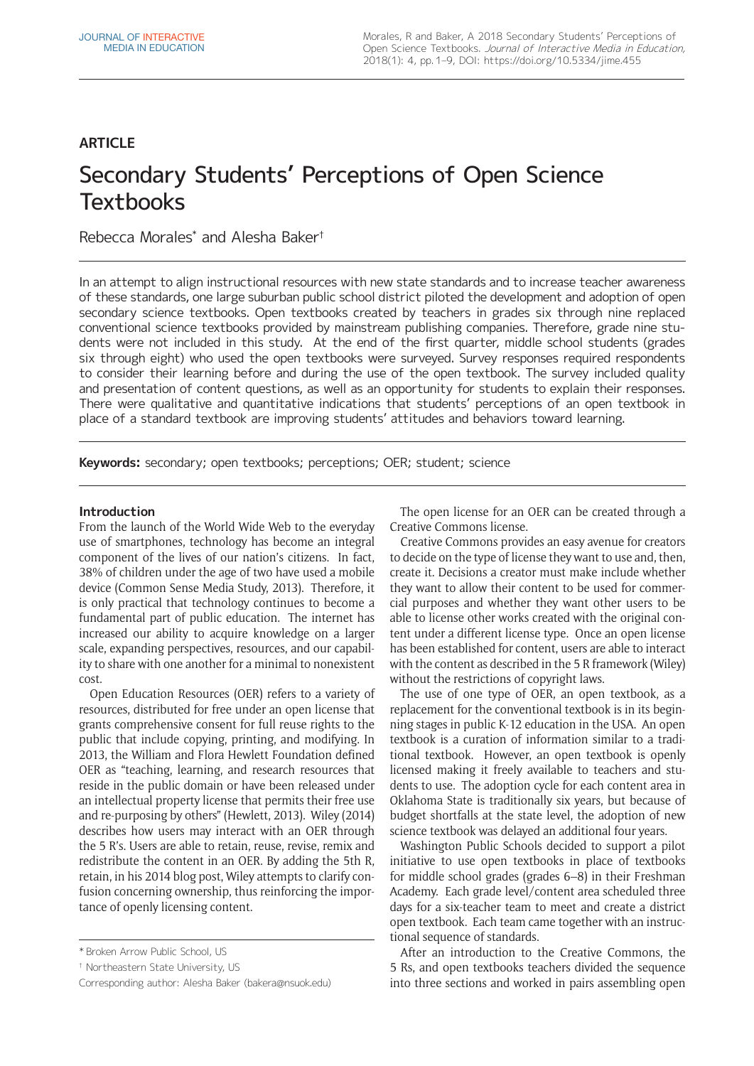ARTICLE

# Secondary Students' Perceptions of Open Science Textbooks

Rebecca Morales* and Alesha Baker†

In an attempt to align instructional resources with new state standards and to increase teacher awareness of these standards, one large suburban public school district piloted the development and adoption of open secondary science textbooks. Open textbooks created by teachers in grades six through nine replaced conventional science textbooks provided by mainstream publishing companies. Therefore, grade nine students were not included in this study. At the end of the first quarter, middle school students (grades six through eight) who used the open textbooks were surveyed. Survey responses required respondents to consider their learning before and during the use of the open textbook. The survey included quality and presentation of content questions, as well as an opportunity for students to explain their responses. There were qualitative and quantitative indications that students' perceptions of an open textbook in place of a standard textbook are improving students' attitudes and behaviors toward learning.

**Keywords:** secondary; open textbooks; perceptions; OER; student; science

## Introduction

From the launch of the World Wide Web to the everyday use of smartphones, technology has become an integral component of the lives of our nation's citizens. In fact, 38% of children under the age of two have used a mobile device (Common Sense Media Study, 2013). Therefore, it is only practical that technology continues to become a fundamental part of public education. The internet has increased our ability to acquire knowledge on a larger scale, expanding perspectives, resources, and our capability to share with one another for a minimal to nonexistent cost.

Open Education Resources (OER) refers to a variety of resources, distributed for free under an open license that grants comprehensive consent for full reuse rights to the public that include copying, printing, and modifying. In 2013, the William and Flora Hewlett Foundation defined OER as "teaching, learning, and research resources that reside in the public domain or have been released under an intellectual property license that permits their free use and re-purposing by others" (Hewlett, 2013). Wiley (2014) describes how users may interact with an OER through the 5 R's. Users are able to retain, reuse, revise, remix and redistribute the content in an OER. By adding the 5th R, retain, in his 2014 blog post, Wiley attempts to clarify confusion concerning ownership, thus reinforcing the importance of openly licensing content.

The open license for an OER can be created through a Creative Commons license.

Creative Commons provides an easy avenue for creators to decide on the type of license they want to use and, then, create it. Decisions a creator must make include whether they want to allow their content to be used for commercial purposes and whether they want other users to be able to license other works created with the original content under a different license type. Once an open license has been established for content, users are able to interact with the content as described in the 5 R framework (Wiley) without the restrictions of copyright laws.

The use of one type of OER, an open textbook, as a replacement for the conventional textbook is in its beginning stages in public K-12 education in the USA. An open textbook is a curation of information similar to a traditional textbook. However, an open textbook is openly licensed making it freely available to teachers and students to use. The adoption cycle for each content area in Oklahoma State is traditionally six years, but because of budget shortfalls at the state level, the adoption of new science textbook was delayed an additional four years.

Washington Public Schools decided to support a pilot initiative to use open textbooks in place of textbooks for middle school grades (grades 6–8) in their Freshman Academy. Each grade level/content area scheduled three days for a six-teacher team to meet and create a district open textbook. Each team came together with an instructional sequence of standards.

After an introduction to the Creative Commons, the 5 Rs, and open textbooks teachers divided the sequence into three sections and worked in pairs assembling open

\* Broken Arrow Public School, US

† Northeastern State University, US

Corresponding author: Alesha Baker (bakera@nsuok.edu)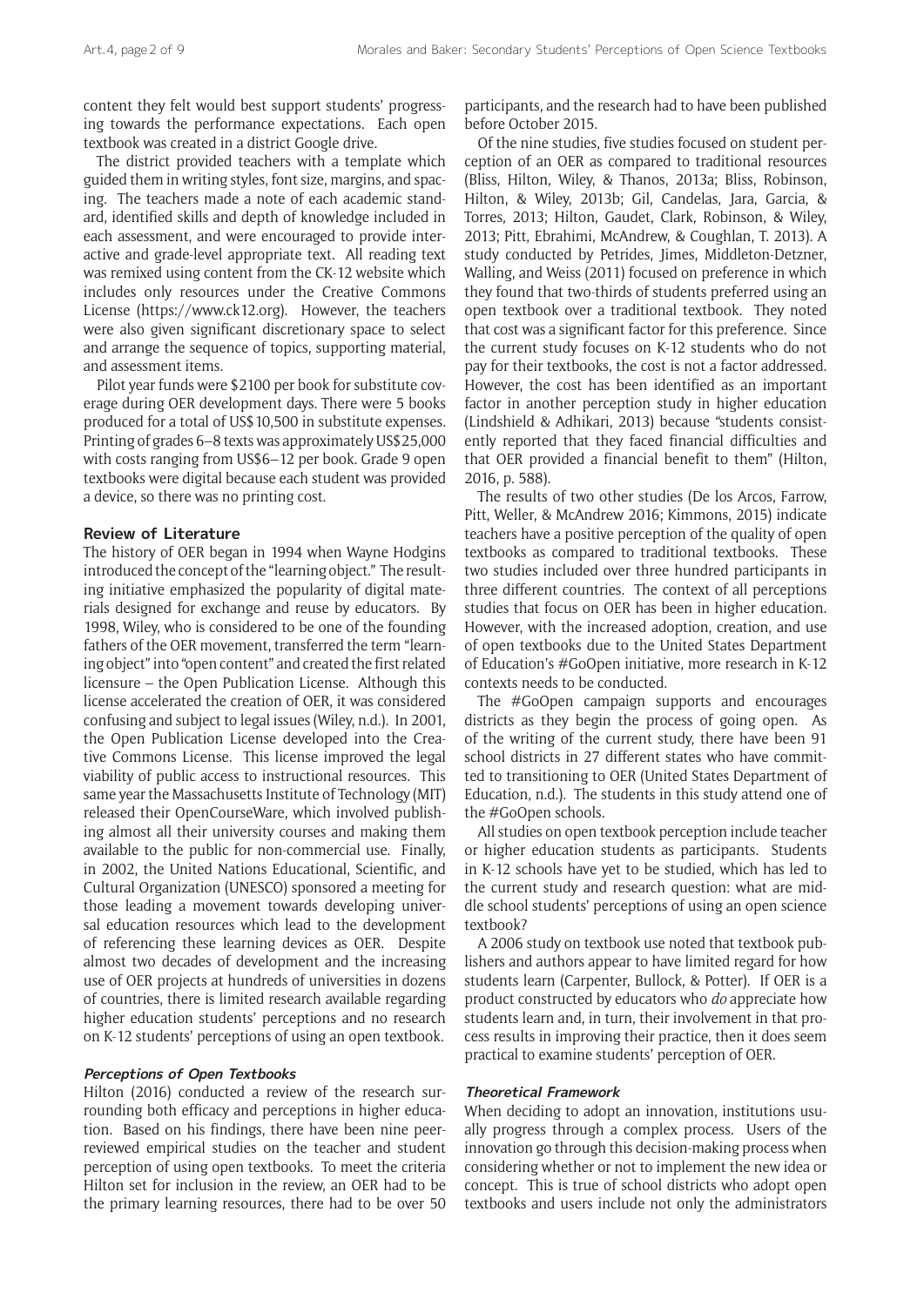content they felt would best support students' progressing towards the performance expectations. Each open textbook was created in a district Google drive.

The district provided teachers with a template which guided them in writing styles, font size, margins, and spacing. The teachers made a note of each academic standard, identified skills and depth of knowledge included in each assessment, and were encouraged to provide interactive and grade-level appropriate text. All reading text was remixed using content from the CK-12 website which includes only resources under the Creative Commons License (https://www.ck12.org). However, the teachers were also given significant discretionary space to select and arrange the sequence of topics, supporting material, and assessment items.

Pilot year funds were $2100 per book for substitute coverage during OER development days. There were 5 books produced for a total of US$10,500 in substitute expenses. Printing of grades 6–8 texts was approximately US$25,000 with costs ranging from US$6–12 per book. Grade 9 open textbooks were digital because each student was provided a device, so there was no printing cost.

## Review of Literature

The history of OER began in 1994 when Wayne Hodgins introduced the concept of the "learning object." The resulting initiative emphasized the popularity of digital materials designed for exchange and reuse by educators. By 1998, Wiley, who is considered to be one of the founding fathers of the OER movement, transferred the term "learning object" into "open content" and created the first related licensure – the Open Publication License. Although this license accelerated the creation of OER, it was considered confusing and subject to legal issues (Wiley, n.d.). In 2001, the Open Publication License developed into the Creative Commons License. This license improved the legal viability of public access to instructional resources. This same year the Massachusetts Institute of Technology (MIT) released their OpenCourseWare, which involved publishing almost all their university courses and making them available to the public for non-commercial use. Finally, in 2002, the United Nations Educational, Scientific, and Cultural Organization (UNESCO) sponsored a meeting for those leading a movement towards developing universal education resources which lead to the development of referencing these learning devices as OER. Despite almost two decades of development and the increasing use of OER projects at hundreds of universities in dozens of countries, there is limited research available regarding higher education students' perceptions and no research on K-12 students' perceptions of using an open textbook.

### Perceptions of Open Textbooks

Hilton (2016) conducted a review of the research surrounding both efficacy and perceptions in higher education. Based on his findings, there have been nine peer-reviewed empirical studies on the teacher and student perception of using open textbooks. To meet the criteria Hilton set for inclusion in the review, an OER had to be the primary learning resources, there had to be over 50 participants, and the research had to have been published before October 2015.

Of the nine studies, five studies focused on student perception of an OER as compared to traditional resources (Bliss, Hilton, Wiley, & Thanos, 2013a; Bliss, Robinson, Hilton, & Wiley, 2013b; Gil, Candelas, Jara, Garcia, & Torres, 2013; Hilton, Gaudet, Clark, Robinson, & Wiley, 2013; Pitt, Ebrahimi, McAndrew, & Coughlan, T. 2013). A study conducted by Petrides, Jimes, Middleton-Detzner, Walling, and Weiss (2011) focused on preference in which they found that two-thirds of students preferred using an open textbook over a traditional textbook. They noted that cost was a significant factor for this preference. Since the current study focuses on K-12 students who do not pay for their textbooks, the cost is not a factor addressed. However, the cost has been identified as an important factor in another perception study in higher education (Lindshield & Adhikari, 2013) because "students consistently reported that they faced financial difficulties and that OER provided a financial benefit to them" (Hilton, 2016, p. 588).

The results of two other studies (De los Arcos, Farrow, Pitt, Weller, & McAndrew 2016; Kimmons, 2015) indicate teachers have a positive perception of the quality of open textbooks as compared to traditional textbooks. These two studies included over three hundred participants in three different countries. The context of all perceptions studies that focus on OER has been in higher education. However, with the increased adoption, creation, and use of open textbooks due to the United States Department of Education's #GoOpen initiative, more research in K-12 contexts needs to be conducted.

The #GoOpen campaign supports and encourages districts as they begin the process of going open. As of the writing of the current study, there have been 91 school districts in 27 different states who have committed to transitioning to OER (United States Department of Education, n.d.). The students in this study attend one of the #GoOpen schools.

All studies on open textbook perception include teacher or higher education students as participants. Students in K-12 schools have yet to be studied, which has led to the current study and research question: what are middle school students' perceptions of using an open science textbook?

A 2006 study on textbook use noted that textbook publishers and authors appear to have limited regard for how students learn (Carpenter, Bullock, & Potter). If OER is a product constructed by educators who *do* appreciate how students learn and, in turn, their involvement in that process results in improving their practice, then it does seem practical to examine students' perception of OER.

### Theoretical Framework

When deciding to adopt an innovation, institutions usually progress through a complex process. Users of the innovation go through this decision-making process when considering whether or not to implement the new idea or concept. This is true of school districts who adopt open textbooks and users include not only the administrators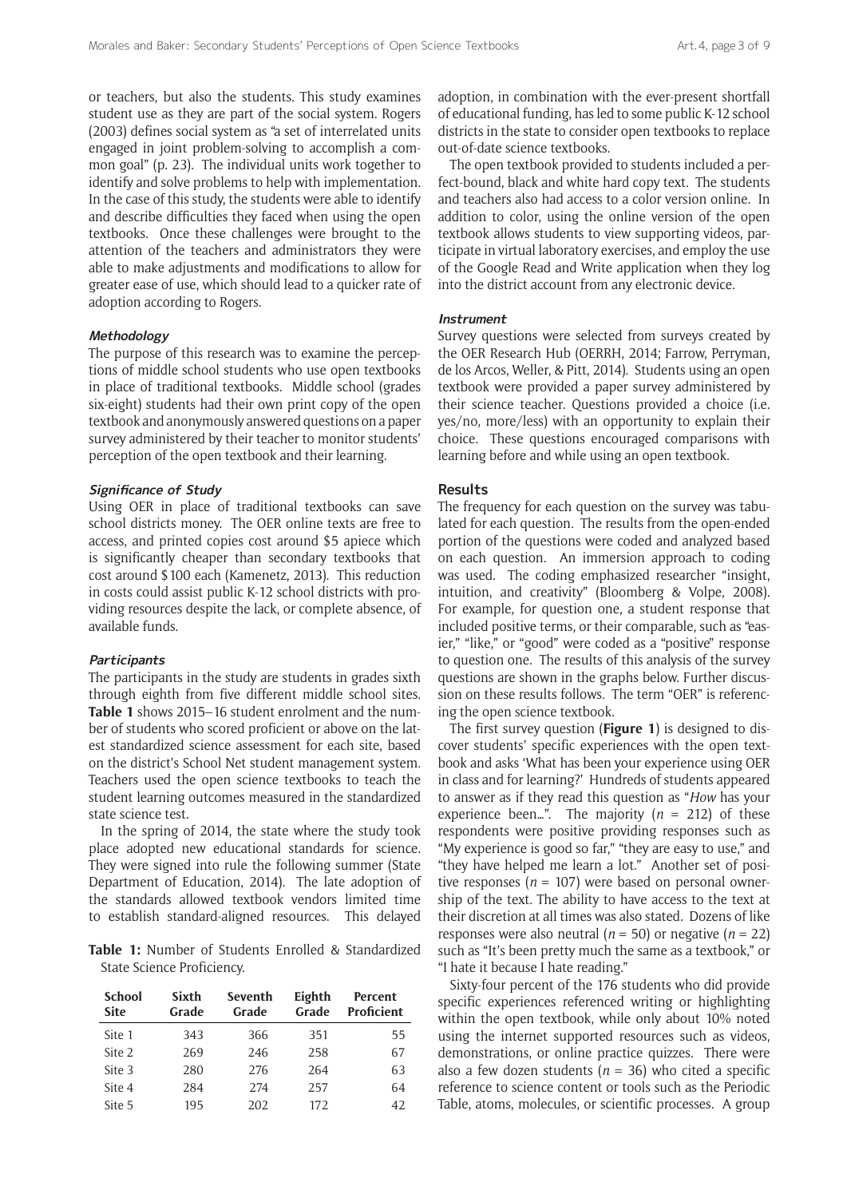or teachers, but also the students. This study examines student use as they are part of the social system. Rogers (2003) defines social system as "a set of interrelated units engaged in joint problem-solving to accomplish a common goal" (p. 23). The individual units work together to identify and solve problems to help with implementation. In the case of this study, the students were able to identify and describe difficulties they faced when using the open textbooks. Once these challenges were brought to the attention of the teachers and administrators they were able to make adjustments and modifications to allow for greater ease of use, which should lead to a quicker rate of adoption according to Rogers.

### Methodology

The purpose of this research was to examine the perceptions of middle school students who use open textbooks in place of traditional textbooks. Middle school (grades six-eight) students had their own print copy of the open textbook and anonymously answered questions on a paper survey administered by their teacher to monitor students' perception of the open textbook and their learning.

### Significance of Study

Using OER in place of traditional textbooks can save school districts money. The OER online texts are free to access, and printed copies cost around $5 apiece which is significantly cheaper than secondary textbooks that cost around $100 each (Kamenetz, 2013). This reduction in costs could assist public K-12 school districts with providing resources despite the lack, or complete absence, of available funds.

### Participants

The participants in the study are students in grades sixth through eighth from five different middle school sites. **Table 1** shows 2015–16 student enrolment and the number of students who scored proficient or above on the latest standardized science assessment for each site, based on the district's School Net student management system. Teachers used the open science textbooks to teach the student learning outcomes measured in the standardized state science test.

In the spring of 2014, the state where the study took place adopted new educational standards for science. They were signed into rule the following summer (State Department of Education, 2014). The late adoption of the standards allowed textbook vendors limited time to establish standard-aligned resources. This delayed adoption, in combination with the ever-present shortfall of educational funding, has led to some public K-12 school districts in the state to consider open textbooks to replace out-of-date science textbooks.

**Table 1:** Number of Students Enrolled & Standardized State Science Proficiency.

| School Site | Sixth Grade | Seventh Grade | Eighth Grade | Percent Proficient |
|---|---|---|---|---|
| Site 1 | 343 | 366 | 351 | 55 |
| Site 2 | 269 | 246 | 258 | 67 |
| Site 3 | 280 | 276 | 264 | 63 |
| Site 4 | 284 | 274 | 257 | 64 |
| Site 5 | 195 | 202 | 172 | 42 |

The open textbook provided to students included a perfect-bound, black and white hard copy text. The students and teachers also had access to a color version online. In addition to color, using the online version of the open textbook allows students to view supporting videos, participate in virtual laboratory exercises, and employ the use of the Google Read and Write application when they log into the district account from any electronic device.

### Instrument

Survey questions were selected from surveys created by the OER Research Hub (OERRH, 2014; Farrow, Perryman, de los Arcos, Weller, & Pitt, 2014). Students using an open textbook were provided a paper survey administered by their science teacher. Questions provided a choice (i.e. yes/no, more/less) with an opportunity to explain their choice. These questions encouraged comparisons with learning before and while using an open textbook.

## Results

The frequency for each question on the survey was tabulated for each question. The results from the open-ended portion of the questions were coded and analyzed based on each question. An immersion approach to coding was used. The coding emphasized researcher "insight, intuition, and creativity" (Bloomberg & Volpe, 2008). For example, for question one, a student response that included positive terms, or their comparable, such as "easier," "like," or "good" were coded as a "positive" response to question one. The results of this analysis of the survey questions are shown in the graphs below. Further discussion on these results follows. The term "OER" is referencing the open science textbook.

The first survey question (**Figure 1**) is designed to discover students' specific experiences with the open textbook and asks 'What has been your experience using OER in class and for learning?' Hundreds of students appeared to answer as if they read this question as "*How* has your experience been…". The majority ($n$ = 212) of these respondents were positive providing responses such as "My experience is good so far," "they are easy to use," and "they have helped me learn a lot." Another set of positive responses ($n$ = 107) were based on personal ownership of the text. The ability to have access to the text at their discretion at all times was also stated. Dozens of like responses were also neutral ($n$ = 50) or negative ($n$ = 22) such as "It's been pretty much the same as a textbook," or "I hate it because I hate reading."

Sixty-four percent of the 176 students who did provide specific experiences referenced writing or highlighting within the open textbook, while only about 10% noted using the internet supported resources such as videos, demonstrations, or online practice quizzes. There were also a few dozen students ($n$ = 36) who cited a specific reference to science content or tools such as the Periodic Table, atoms, molecules, or scientific processes. A group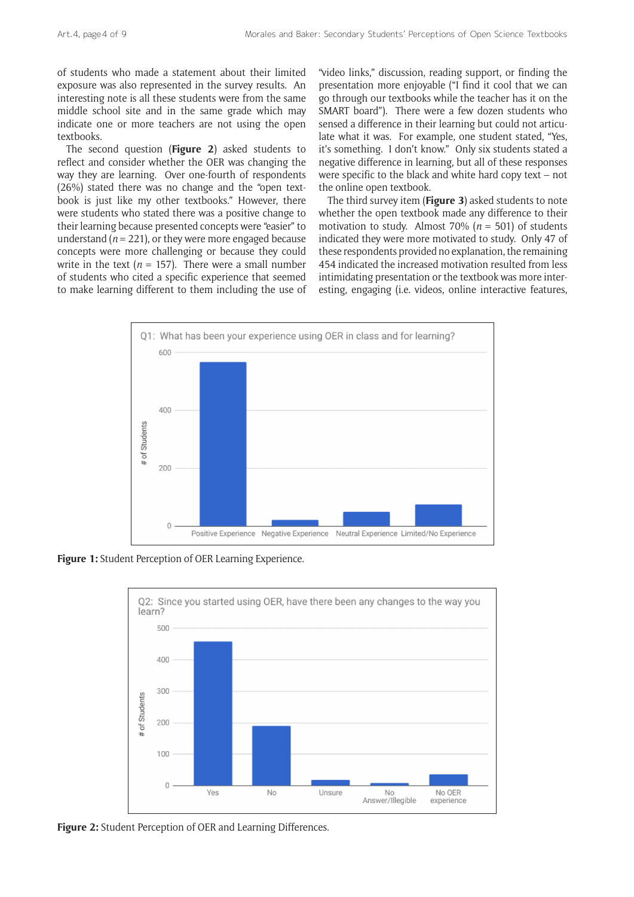of students who made a statement about their limited exposure was also represented in the survey results. An interesting note is all these students were from the same middle school site and in the same grade which may indicate one or more teachers are not using the open textbooks.

The second question (**Figure 2**) asked students to reflect and consider whether the OER was changing the way they are learning. Over one-fourth of respondents (26%) stated there was no change and the "open textbook is just like my other textbooks." However, there were students who stated there was a positive change to their learning because presented concepts were "easier" to understand ($n = 221$), or they were more engaged because concepts were more challenging or because they could write in the text ($n = 157$). There were a small number of students who cited a specific experience that seemed to make learning different to them including the use of "video links," discussion, reading support, or finding the presentation more enjoyable ("I find it cool that we can go through our textbooks while the teacher has it on the SMART board"). There were a few dozen students who sensed a difference in their learning but could not articulate what it was. For example, one student stated, "Yes, it's something. I don't know." Only six students stated a negative difference in learning, but all of these responses were specific to the black and white hard copy text – not the online open textbook.

The third survey item (**Figure 3**) asked students to note whether the open textbook made any difference to their motivation to study. Almost 70% ($n = 501$) of students indicated they were more motivated to study. Only 47 of these respondents provided no explanation, the remaining 454 indicated the increased motivation resulted from less intimidating presentation or the textbook was more interesting, engaging (i.e. videos, online interactive features,

**Figure 1:** Student Perception of OER Learning Experience.

**Figure 2:** Student Perception of OER and Learning Differences.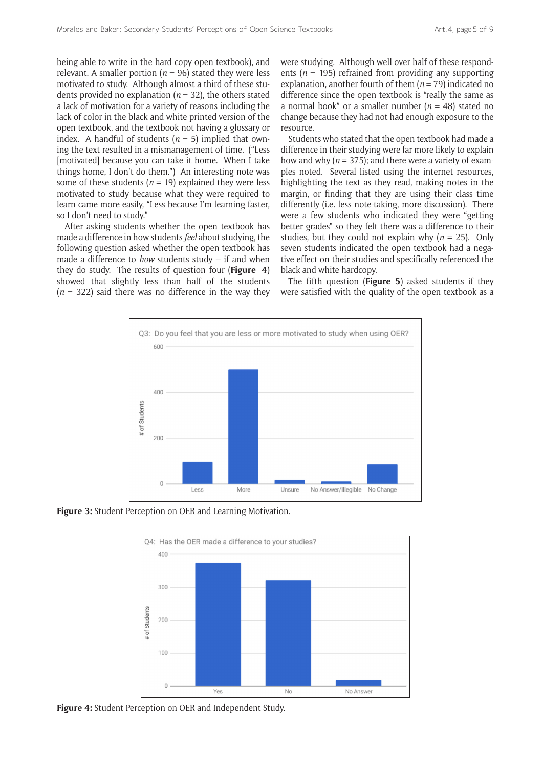being able to write in the hard copy open textbook), and relevant. A smaller portion ($n$ = 96) stated they were less motivated to study. Although almost a third of these students provided no explanation ($n$ = 32), the others stated a lack of motivation for a variety of reasons including the lack of color in the black and white printed version of the open textbook, and the textbook not having a glossary or index. A handful of students ($n$ = 5) implied that owning the text resulted in a mismanagement of time. ("Less [motivated] because you can take it home. When I take things home, I don't do them.") An interesting note was some of these students ($n$ = 19) explained they were less motivated to study because what they were required to learn came more easily, "Less because I'm learning faster, so I don't need to study."

After asking students whether the open textbook has made a difference in how students *feel* about studying, the following question asked whether the open textbook has made a difference to *how* students study – if and when they do study. The results of question four (**Figure 4**) showed that slightly less than half of the students ($n$ = 322) said there was no difference in the way they were studying. Although well over half of these respondents ($n$ = 195) refrained from providing any supporting explanation, another fourth of them ($n$ = 79) indicated no difference since the open textbook is "really the same as a normal book" or a smaller number ($n$ = 48) stated no change because they had not had enough exposure to the resource.

Students who stated that the open textbook had made a difference in their studying were far more likely to explain how and why ($n$ = 375); and there were a variety of examples noted. Several listed using the internet resources, highlighting the text as they read, making notes in the margin, or finding that they are using their class time differently (i.e. less note-taking, more discussion). There were a few students who indicated they were "getting better grades" so they felt there was a difference to their studies, but they could not explain why ($n$ = 25). Only seven students indicated the open textbook had a negative effect on their studies and specifically referenced the black and white hardcopy.

The fifth question (**Figure 5**) asked students if they were satisfied with the quality of the open textbook as a

**Figure 3:** Student Perception on OER and Learning Motivation.

**Figure 4:** Student Perception on OER and Independent Study.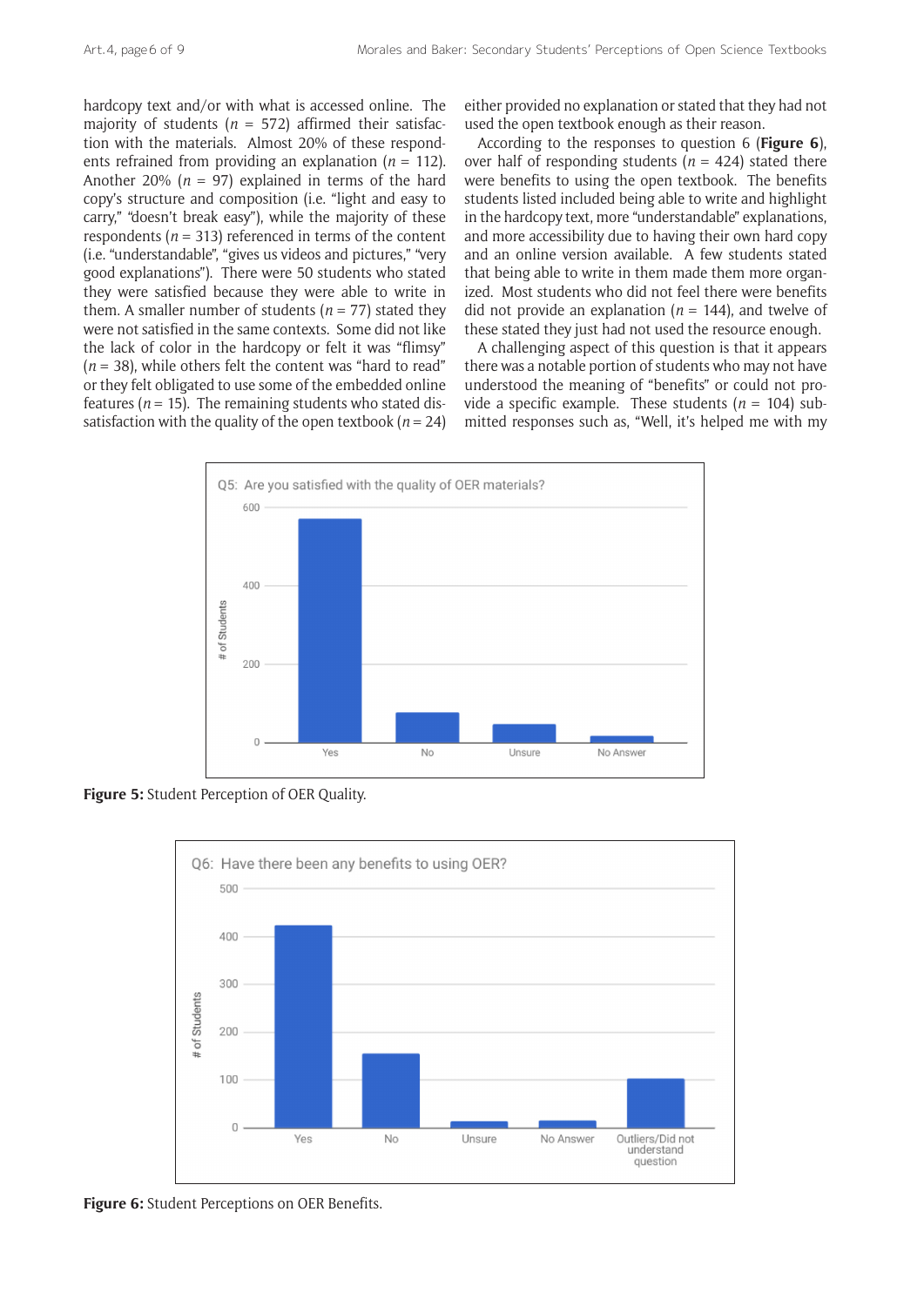hardcopy text and/or with what is accessed online. The majority of students ($n$ = 572) affirmed their satisfaction with the materials. Almost 20% of these respondents refrained from providing an explanation ($n$ = 112). Another 20% ($n$ = 97) explained in terms of the hard copy's structure and composition (i.e. "light and easy to carry," "doesn't break easy"), while the majority of these respondents ($n$ = 313) referenced in terms of the content (i.e. "understandable", "gives us videos and pictures," "very good explanations"). There were 50 students who stated they were satisfied because they were able to write in them. A smaller number of students ($n$ = 77) stated they were not satisfied in the same contexts. Some did not like the lack of color in the hardcopy or felt it was "flimsy" ($n$ = 38), while others felt the content was "hard to read" or they felt obligated to use some of the embedded online features ($n$ = 15). The remaining students who stated dissatisfaction with the quality of the open textbook ($n$ = 24) either provided no explanation or stated that they had not used the open textbook enough as their reason.

According to the responses to question 6 (**Figure 6**), over half of responding students ($n$ = 424) stated there were benefits to using the open textbook. The benefits students listed included being able to write and highlight in the hardcopy text, more "understandable" explanations, and more accessibility due to having their own hard copy and an online version available. A few students stated that being able to write in them made them more organized. Most students who did not feel there were benefits did not provide an explanation ($n$ = 144), and twelve of these stated they just had not used the resource enough.

A challenging aspect of this question is that it appears there was a notable portion of students who may not have understood the meaning of "benefits" or could not provide a specific example. These students ($n$ = 104) submitted responses such as, "Well, it's helped me with my

**Figure 5:** Student Perception of OER Quality.

**Figure 6:** Student Perceptions on OER Benefits.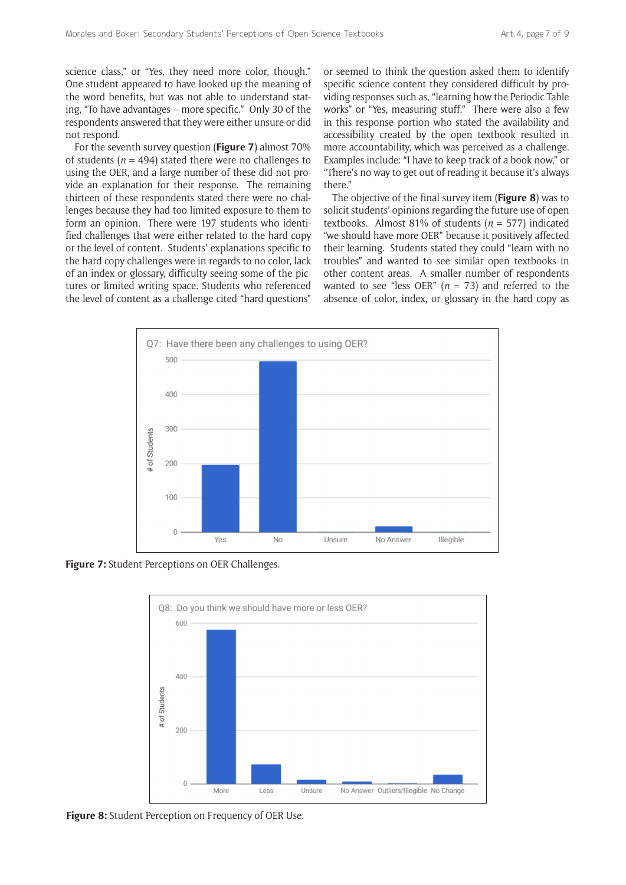science class," or "Yes, they need more color, though." One student appeared to have looked up the meaning of the word benefits, but was not able to understand stating, "To have advantages – more specific." Only 30 of the respondents answered that they were either unsure or did not respond.

For the seventh survey question (**Figure 7**) almost 70% of students ($n$ = 494) stated there were no challenges to using the OER, and a large number of these did not provide an explanation for their response. The remaining thirteen of these respondents stated there were no challenges because they had too limited exposure to them to form an opinion. There were 197 students who identified challenges that were either related to the hard copy or the level of content. Students' explanations specific to the hard copy challenges were in regards to no color, lack of an index or glossary, difficulty seeing some of the pictures or limited writing space. Students who referenced the level of content as a challenge cited "hard questions" or seemed to think the question asked them to identify specific science content they considered difficult by providing responses such as, "learning how the Periodic Table works" or "Yes, measuring stuff." There were also a few in this response portion who stated the availability and accessibility created by the open textbook resulted in more accountability, which was perceived as a challenge. Examples include: "I have to keep track of a book now," or "There's no way to get out of reading it because it's always there."

The objective of the final survey item (**Figure 8**) was to solicit students' opinions regarding the future use of open textbooks. Almost 81% of students ($n$ = 577) indicated "we should have more OER" because it positively affected their learning. Students stated they could "learn with no troubles" and wanted to see similar open textbooks in other content areas. A smaller number of respondents wanted to see "less OER" ($n$ = 73) and referred to the absence of color, index, or glossary in the hard copy as

**Figure 7:** Student Perceptions on OER Challenges.

**Figure 8:** Student Perception on Frequency of OER Use.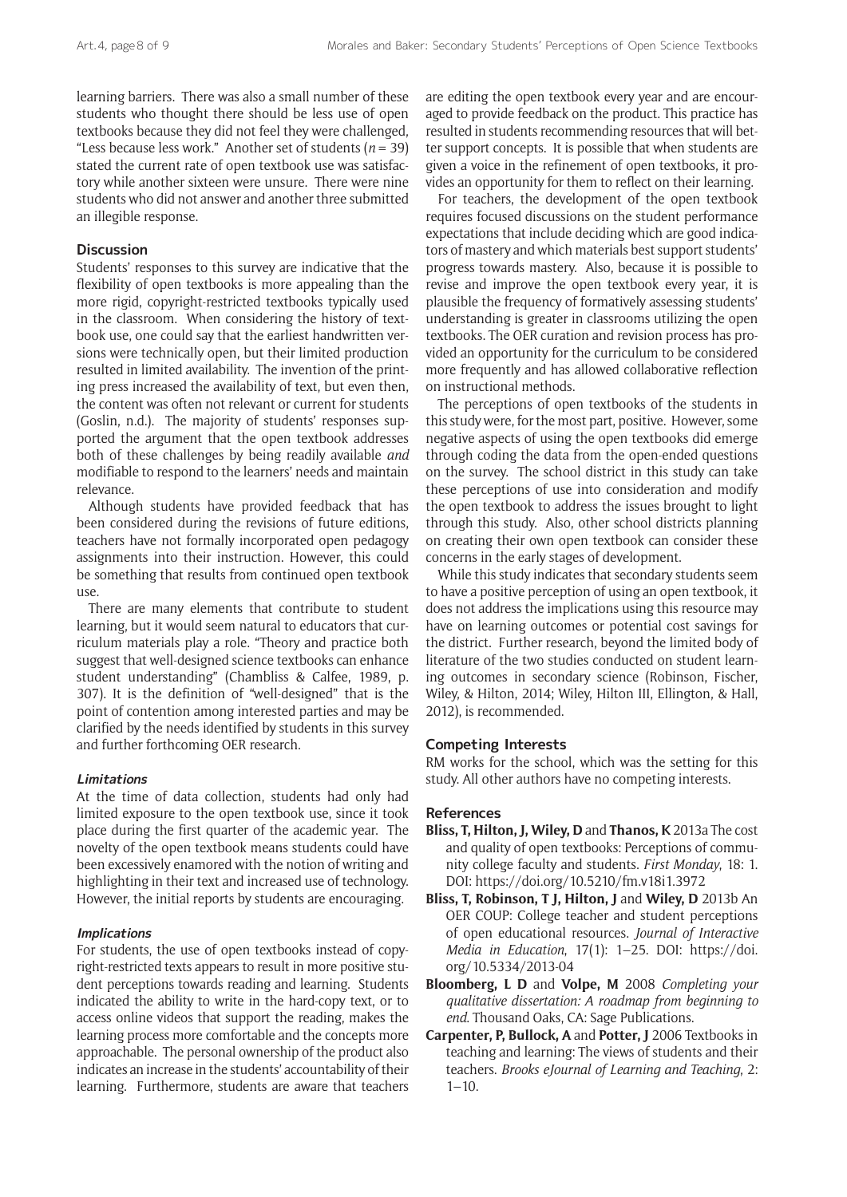learning barriers. There was also a small number of these students who thought there should be less use of open textbooks because they did not feel they were challenged, "Less because less work." Another set of students ($n = 39$) stated the current rate of open textbook use was satisfactory while another sixteen were unsure. There were nine students who did not answer and another three submitted an illegible response.

## Discussion

Students' responses to this survey are indicative that the flexibility of open textbooks is more appealing than the more rigid, copyright-restricted textbooks typically used in the classroom. When considering the history of textbook use, one could say that the earliest handwritten versions were technically open, but their limited production resulted in limited availability. The invention of the printing press increased the availability of text, but even then, the content was often not relevant or current for students (Goslin, n.d.). The majority of students' responses supported the argument that the open textbook addresses both of these challenges by being readily available *and* modifiable to respond to the learners' needs and maintain relevance.

Although students have provided feedback that has been considered during the revisions of future editions, teachers have not formally incorporated open pedagogy assignments into their instruction. However, this could be something that results from continued open textbook use.

There are many elements that contribute to student learning, but it would seem natural to educators that curriculum materials play a role. "Theory and practice both suggest that well-designed science textbooks can enhance student understanding" (Chambliss & Calfee, 1989, p. 307). It is the definition of "well-designed" that is the point of contention among interested parties and may be clarified by the needs identified by students in this survey and further forthcoming OER research.

### Limitations

At the time of data collection, students had only had limited exposure to the open textbook use, since it took place during the first quarter of the academic year. The novelty of the open textbook means students could have been excessively enamored with the notion of writing and highlighting in their text and increased use of technology. However, the initial reports by students are encouraging.

### Implications

For students, the use of open textbooks instead of copyright-restricted texts appears to result in more positive student perceptions towards reading and learning. Students indicated the ability to write in the hard-copy text, or to access online videos that support the reading, makes the learning process more comfortable and the concepts more approachable. The personal ownership of the product also indicates an increase in the students' accountability of their learning. Furthermore, students are aware that teachers are editing the open textbook every year and are encouraged to provide feedback on the product. This practice has resulted in students recommending resources that will better support concepts. It is possible that when students are given a voice in the refinement of open textbooks, it provides an opportunity for them to reflect on their learning.

For teachers, the development of the open textbook requires focused discussions on the student performance expectations that include deciding which are good indicators of mastery and which materials best support students' progress towards mastery. Also, because it is possible to revise and improve the open textbook every year, it is plausible the frequency of formatively assessing students' understanding is greater in classrooms utilizing the open textbooks. The OER curation and revision process has provided an opportunity for the curriculum to be considered more frequently and has allowed collaborative reflection on instructional methods.

The perceptions of open textbooks of the students in this study were, for the most part, positive. However, some negative aspects of using the open textbooks did emerge through coding the data from the open-ended questions on the survey. The school district in this study can take these perceptions of use into consideration and modify the open textbook to address the issues brought to light through this study. Also, other school districts planning on creating their own open textbook can consider these concerns in the early stages of development.

While this study indicates that secondary students seem to have a positive perception of using an open textbook, it does not address the implications using this resource may have on learning outcomes or potential cost savings for the district. Further research, beyond the limited body of literature of the two studies conducted on student learning outcomes in secondary science (Robinson, Fischer, Wiley, & Hilton, 2014; Wiley, Hilton III, Ellington, & Hall, 2012), is recommended.

## Competing Interests

RM works for the school, which was the setting for this study. All other authors have no competing interests.

## References

**Bliss, T, Hilton, J, Wiley, D** and **Thanos, K** 2013a The cost and quality of open textbooks: Perceptions of community college faculty and students. *First Monday*, 18: 1. DOI: https://doi.org/10.5210/fm.v18i1.3972

**Bliss, T, Robinson, T J, Hilton, J** and **Wiley, D** 2013b An OER COUP: College teacher and student perceptions of open educational resources. *Journal of Interactive Media in Education*, 17(1): 1–25. DOI: https://doi.org/10.5334/2013-04

**Bloomberg, L D** and **Volpe, M** 2008 *Completing your qualitative dissertation: A roadmap from beginning to end*. Thousand Oaks, CA: Sage Publications.

**Carpenter, P, Bullock, A** and **Potter, J** 2006 Textbooks in teaching and learning: The views of students and their teachers. *Brooks eJournal of Learning and Teaching*, 2: 1–10.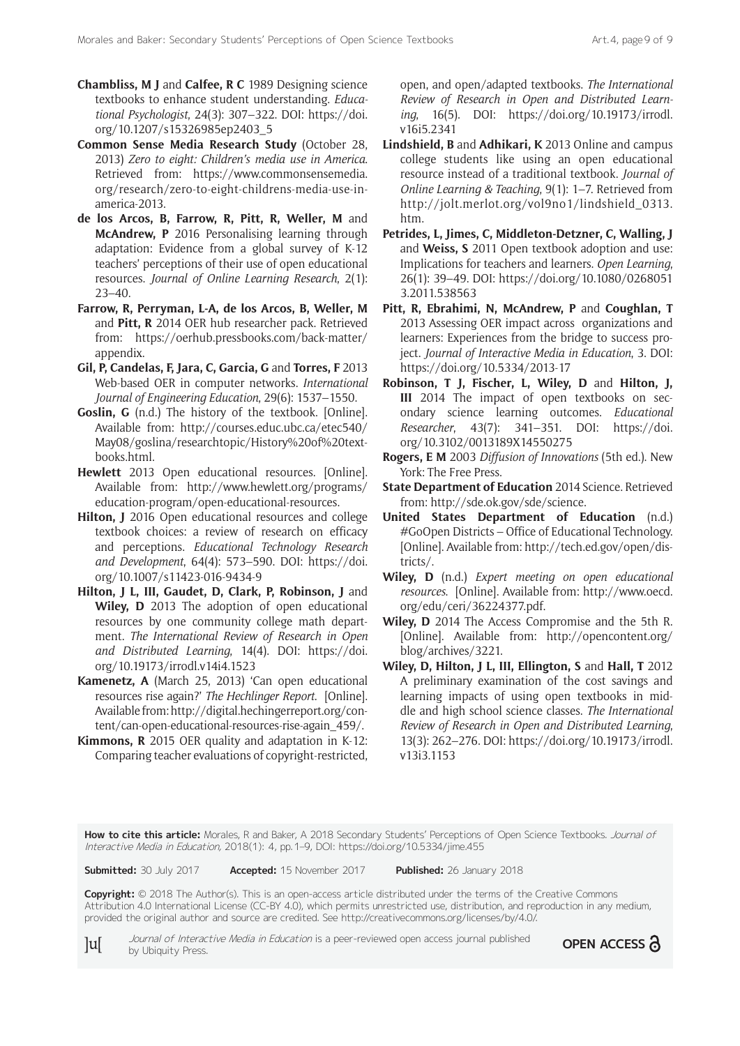**Chambliss, M J** and **Calfee, R C** 1989 Designing science textbooks to enhance student understanding. *Educational Psychologist*, 24(3): 307–322. DOI: https://doi.org/10.1207/s15326985ep2403_5

**Common Sense Media Research Study** (October 28, 2013) *Zero to eight: Children's media use in America*. Retrieved from: https://www.commonsensemedia.org/research/zero-to-eight-childrens-media-use-in-america-2013.

**de los Arcos, B, Farrow, R, Pitt, R, Weller, M** and **McAndrew, P** 2016 Personalising learning through adaptation: Evidence from a global survey of K-12 teachers' perceptions of their use of open educational resources. *Journal of Online Learning Research*, 2(1): 23–40.

**Farrow, R, Perryman, L-A, de los Arcos, B, Weller, M** and **Pitt, R** 2014 OER hub researcher pack. Retrieved from: https://oerhub.pressbooks.com/back-matter/appendix.

**Gil, P, Candelas, F, Jara, C, Garcia, G** and **Torres, F** 2013 Web-based OER in computer networks. *International Journal of Engineering Education*, 29(6): 1537–1550.

**Goslin, G** (n.d.) The history of the textbook. [Online]. Available from: http://courses.educ.ubc.ca/etec540/May08/goslina/researchtopic/History%20of%20textbooks.html.

**Hewlett** 2013 Open educational resources. [Online]. Available from: http://www.hewlett.org/programs/education-program/open-educational-resources.

**Hilton, J** 2016 Open educational resources and college textbook choices: a review of research on efficacy and perceptions. *Educational Technology Research and Development*, 64(4): 573–590. DOI: https://doi.org/10.1007/s11423-016-9434-9

**Hilton, J L, III, Gaudet, D, Clark, P, Robinson, J** and **Wiley, D** 2013 The adoption of open educational resources by one community college math department. *The International Review of Research in Open and Distributed Learning*, 14(4). DOI: https://doi.org/10.19173/irrodl.v14i4.1523

**Kamenetz, A** (March 25, 2013) 'Can open educational resources rise again?' *The Hechlinger Report*. [Online]. Available from: http://digital.hechingerreport.org/content/can-open-educational-resources-rise-again_459/.

**Kimmons, R** 2015 OER quality and adaptation in K-12: Comparing teacher evaluations of copyright-restricted, open, and open/adapted textbooks. *The International Review of Research in Open and Distributed Learning*, 16(5). DOI: https://doi.org/10.19173/irrodl.v16i5.2341

**Lindshield, B** and **Adhikari, K** 2013 Online and campus college students like using an open educational resource instead of a traditional textbook. *Journal of Online Learning & Teaching*, 9(1): 1–7. Retrieved from http://jolt.merlot.org/vol9no1/lindshield_0313.htm.

**Petrides, L, Jimes, C, Middleton-Detzner, C, Walling, J** and **Weiss, S** 2011 Open textbook adoption and use: Implications for teachers and learners. *Open Learning*, 26(1): 39–49. DOI: https://doi.org/10.1080/02680513.2011.538563

**Pitt, R, Ebrahimi, N, McAndrew, P** and **Coughlan, T** 2013 Assessing OER impact across organizations and learners: Experiences from the bridge to success project. *Journal of Interactive Media in Education*, 3. DOI: https://doi.org/10.5334/2013-17

**Robinson, T J, Fischer, L, Wiley, D** and **Hilton, J, III** 2014 The impact of open textbooks on secondary science learning outcomes. *Educational Researcher*, 43(7): 341–351. DOI: https://doi.org/10.3102/0013189X14550275

**Rogers, E M** 2003 *Diffusion of Innovations* (5th ed.). New York: The Free Press.

**State Department of Education** 2014 Science. Retrieved from: http://sde.ok.gov/sde/science.

**United States Department of Education** (n.d.) #GoOpen Districts – Office of Educational Technology. [Online]. Available from: http://tech.ed.gov/open/districts/.

**Wiley, D** (n.d.) *Expert meeting on open educational resources*. [Online]. Available from: http://www.oecd.org/edu/ceri/36224377.pdf.

**Wiley, D** 2014 The Access Compromise and the 5th R. [Online]. Available from: http://opencontent.org/blog/archives/3221.

**Wiley, D, Hilton, J L, III, Ellington, S** and **Hall, T** 2012 A preliminary examination of the cost savings and learning impacts of using open textbooks in middle and high school science classes. *The International Review of Research in Open and Distributed Learning*, 13(3): 262–276. DOI: https://doi.org/10.19173/irrodl.v13i3.1153

**How to cite this article:** Morales, R and Baker, A 2018 Secondary Students' Perceptions of Open Science Textbooks. *Journal of Interactive Media in Education*, 2018(1): 4, pp. 1–9, DOI: https://doi.org/10.5334/jime.455

**Submitted:** 30 July 2017 **Accepted:** 15 November 2017 **Published:** 26 January 2018

**Copyright:** © 2018 The Author(s). This is an open-access article distributed under the terms of the Creative Commons Attribution 4.0 International License (CC-BY 4.0), which permits unrestricted use, distribution, and reproduction in any medium, provided the original author and source are credited. See http://creativecommons.org/licenses/by/4.0/.

*Journal of Interactive Media in Education* is a peer-reviewed open access journal published by Ubiquity Press.

**OPEN ACCESS**